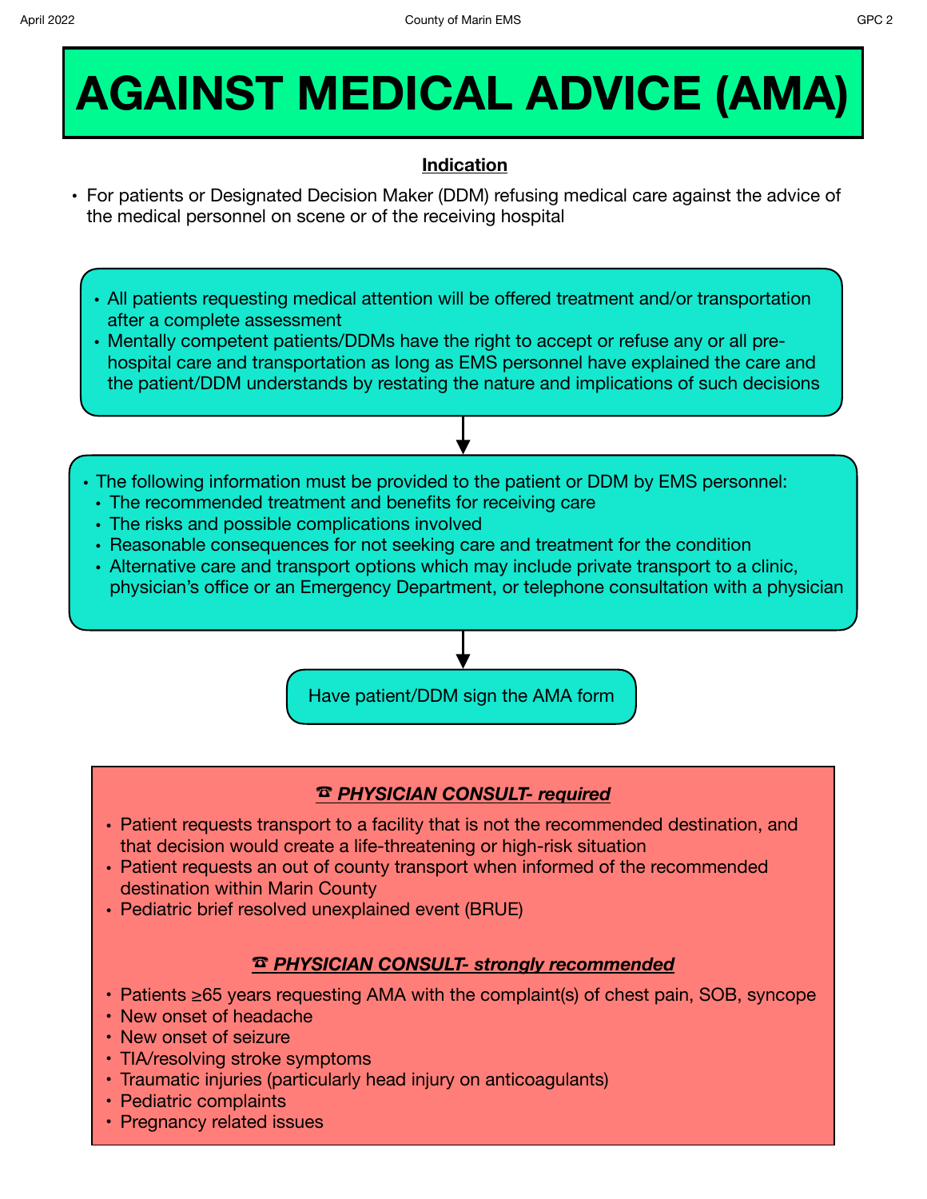# AGAINST MEDICAL ADVICE (AMA)

**Indication**

- For patients or Designated Decision Maker (DDM) refusing medical care against the advice of the medical personnel on scene or of the receiving hospital

- All patients requesting medical attention will be offered treatment and/or transportation after a complete assessment
- Mentally competent patients/DDMs have the right to accept or refuse any or all pre-hospital care and transportation as long as EMS personnel have explained the care and the patient/DDM understands by restating the nature and implications of such decisions

- The following information must be provided to the patient or DDM by EMS personnel:
  - The recommended treatment and benefits for receiving care
  - The risks and possible complications involved
  - Reasonable consequences for not seeking care and treatment for the condition
  - Alternative care and transport options which may include private transport to a clinic, physician's office or an Emergency Department, or telephone consultation with a physician

Have patient/DDM sign the AMA form

### ☎ *PHYSICIAN CONSULT- required*

- Patient requests transport to a facility that is not the recommended destination, and that decision would create a life-threatening or high-risk situation
- Patient requests an out of county transport when informed of the recommended destination within Marin County
- Pediatric brief resolved unexplained event (BRUE)

### ☎ *PHYSICIAN CONSULT- strongly recommended*

- Patients ≥65 years requesting AMA with the complaint(s) of chest pain, SOB, syncope
- New onset of headache
- New onset of seizure
- TIA/resolving stroke symptoms
- Traumatic injuries (particularly head injury on anticoagulants)
- Pediatric complaints
- Pregnancy related issues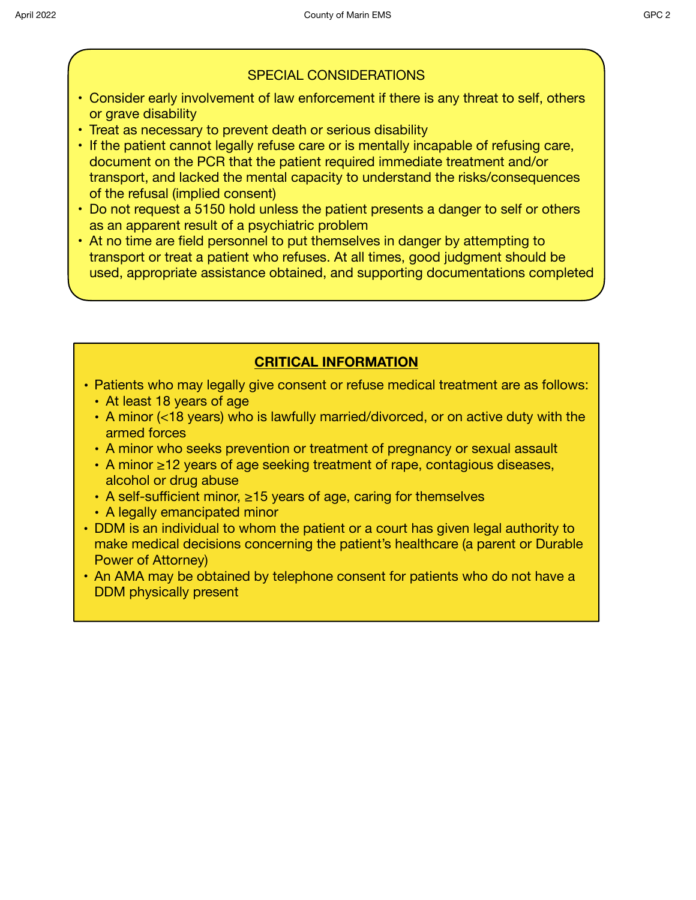## SPECIAL CONSIDERATIONS

- Consider early involvement of law enforcement if there is any threat to self, others or grave disability
- Treat as necessary to prevent death or serious disability
- If the patient cannot legally refuse care or is mentally incapable of refusing care, document on the PCR that the patient required immediate treatment and/or transport, and lacked the mental capacity to understand the risks/consequences of the refusal (implied consent)
- Do not request a 5150 hold unless the patient presents a danger to self or others as an apparent result of a psychiatric problem
- At no time are field personnel to put themselves in danger by attempting to transport or treat a patient who refuses. At all times, good judgment should be used, appropriate assistance obtained, and supporting documentations completed

## CRITICAL INFORMATION

- Patients who may legally give consent or refuse medical treatment are as follows:
  - At least 18 years of age
  - A minor (<18 years) who is lawfully married/divorced, or on active duty with the armed forces
  - A minor who seeks prevention or treatment of pregnancy or sexual assault
  - A minor ≥12 years of age seeking treatment of rape, contagious diseases, alcohol or drug abuse
  - A self-sufficient minor, ≥15 years of age, caring for themselves
  - A legally emancipated minor
- DDM is an individual to whom the patient or a court has given legal authority to make medical decisions concerning the patient's healthcare (a parent or Durable Power of Attorney)
- An AMA may be obtained by telephone consent for patients who do not have a DDM physically present